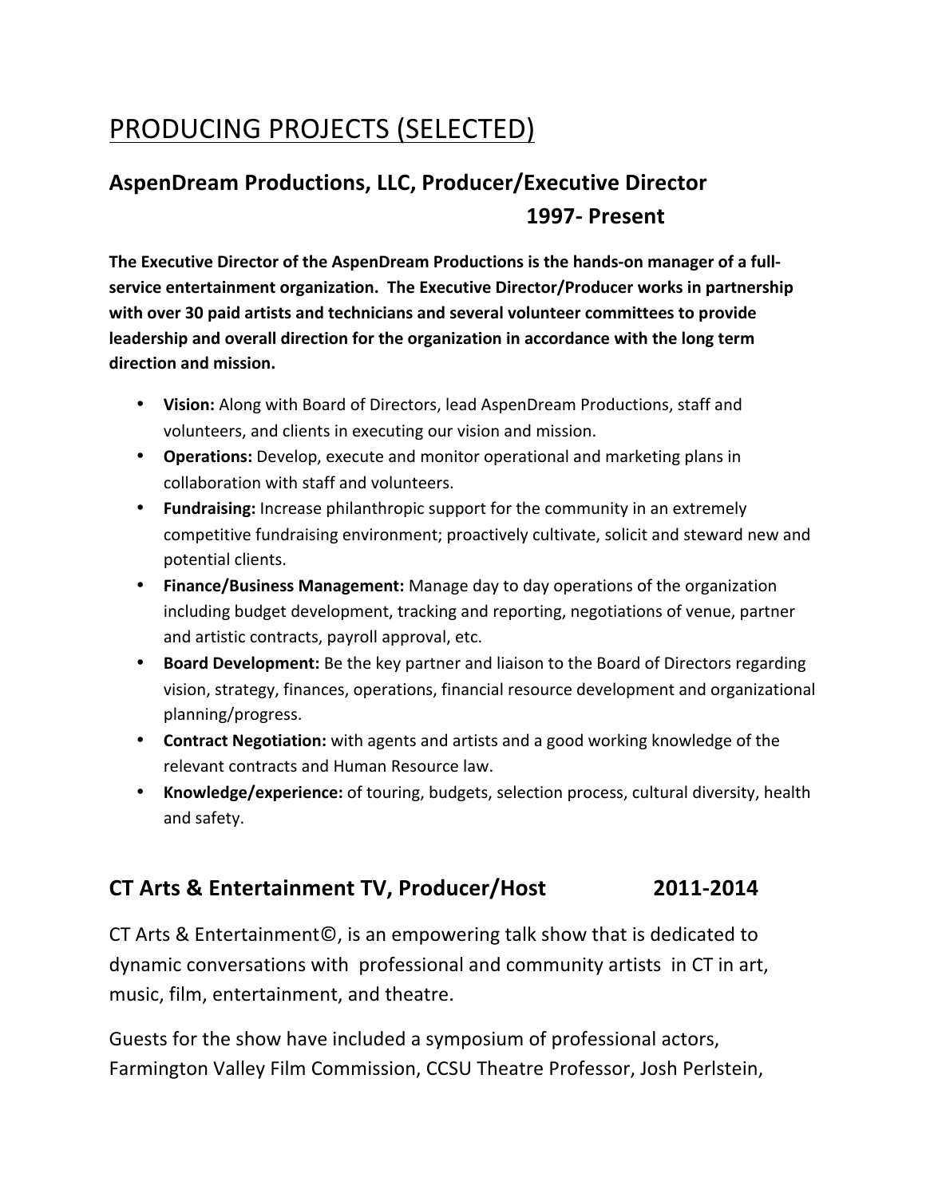# PRODUCING PROJECTS (SELECTED)

## AspenDream Productions, LLC, Producer/Executive Director 1997- Present

**The Executive Director of the AspenDream Productions is the hands-on manager of a full-service entertainment organization. The Executive Director/Producer works in partnership with over 30 paid artists and technicians and several volunteer committees to provide leadership and overall direction for the organization in accordance with the long term direction and mission.**

- **Vision:** Along with Board of Directors, lead AspenDream Productions, staff and volunteers, and clients in executing our vision and mission.
- **Operations:** Develop, execute and monitor operational and marketing plans in collaboration with staff and volunteers.
- **Fundraising:** Increase philanthropic support for the community in an extremely competitive fundraising environment; proactively cultivate, solicit and steward new and potential clients.
- **Finance/Business Management:** Manage day to day operations of the organization including budget development, tracking and reporting, negotiations of venue, partner and artistic contracts, payroll approval, etc.
- **Board Development:** Be the key partner and liaison to the Board of Directors regarding vision, strategy, finances, operations, financial resource development and organizational planning/progress.
- **Contract Negotiation:** with agents and artists and a good working knowledge of the relevant contracts and Human Resource law.
- **Knowledge/experience:** of touring, budgets, selection process, cultural diversity, health and safety.

## CT Arts & Entertainment TV, Producer/Host 2011-2014

CT Arts & Entertainment©, is an empowering talk show that is dedicated to dynamic conversations with professional and community artists in CT in art, music, film, entertainment, and theatre.

Guests for the show have included a symposium of professional actors, Farmington Valley Film Commission, CCSU Theatre Professor, Josh Perlstein,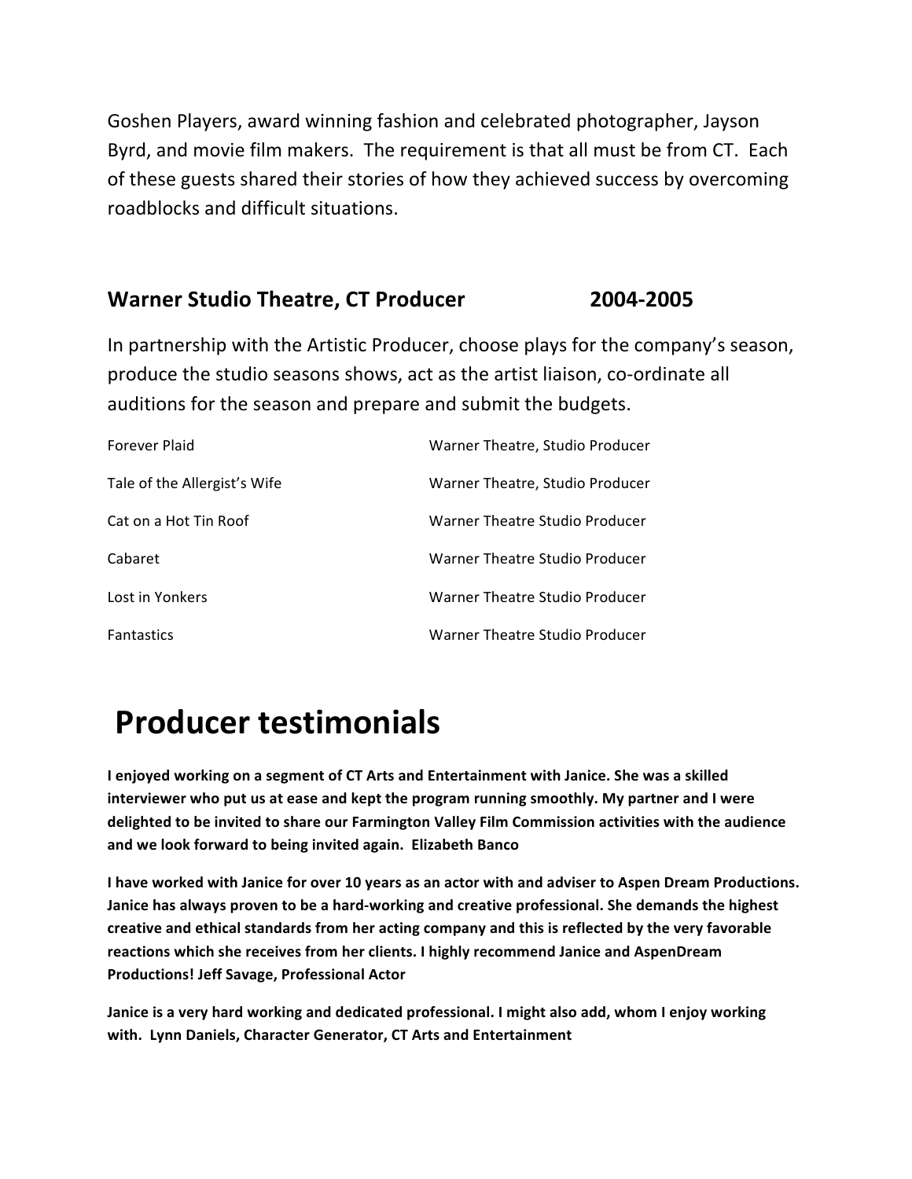Goshen Players, award winning fashion and celebrated photographer, Jayson Byrd, and movie film makers. The requirement is that all must be from CT. Each of these guests shared their stories of how they achieved success by overcoming roadblocks and difficult situations.

### Warner Studio Theatre, CT Producer 2004-2005

In partnership with the Artistic Producer, choose plays for the company's season, produce the studio seasons shows, act as the artist liaison, co-ordinate all auditions for the season and prepare and submit the budgets.

| | |
|---|---|
| Forever Plaid | Warner Theatre, Studio Producer |
| Tale of the Allergist's Wife | Warner Theatre, Studio Producer |
| Cat on a Hot Tin Roof | Warner Theatre Studio Producer |
| Cabaret | Warner Theatre Studio Producer |
| Lost in Yonkers | Warner Theatre Studio Producer |
| Fantastics | Warner Theatre Studio Producer |

# Producer testimonials

**I enjoyed working on a segment of CT Arts and Entertainment with Janice. She was a skilled interviewer who put us at ease and kept the program running smoothly. My partner and I were delighted to be invited to share our Farmington Valley Film Commission activities with the audience and we look forward to being invited again. Elizabeth Banco**

**I have worked with Janice for over 10 years as an actor with and adviser to Aspen Dream Productions. Janice has always proven to be a hard-working and creative professional. She demands the highest creative and ethical standards from her acting company and this is reflected by the very favorable reactions which she receives from her clients. I highly recommend Janice and AspenDream Productions! Jeff Savage, Professional Actor**

**Janice is a very hard working and dedicated professional. I might also add, whom I enjoy working with. Lynn Daniels, Character Generator, CT Arts and Entertainment**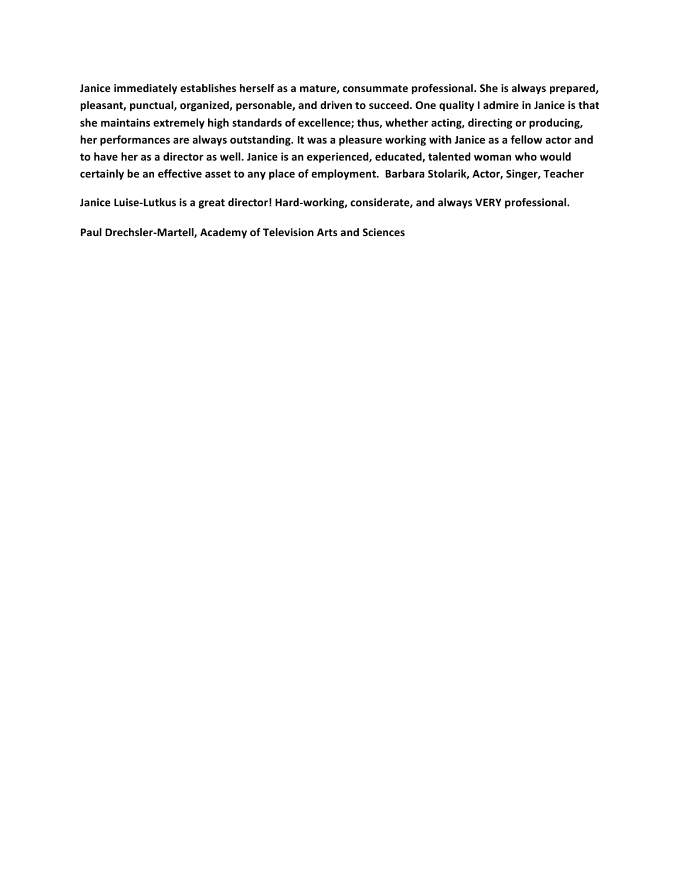**Janice immediately establishes herself as a mature, consummate professional. She is always prepared, pleasant, punctual, organized, personable, and driven to succeed. One quality I admire in Janice is that she maintains extremely high standards of excellence; thus, whether acting, directing or producing, her performances are always outstanding. It was a pleasure working with Janice as a fellow actor and to have her as a director as well. Janice is an experienced, educated, talented woman who would certainly be an effective asset to any place of employment. Barbara Stolarik, Actor, Singer, Teacher**

**Janice Luise-Lutkus is a great director! Hard-working, considerate, and always VERY professional.**

**Paul Drechsler-Martell, Academy of Television Arts and Sciences**